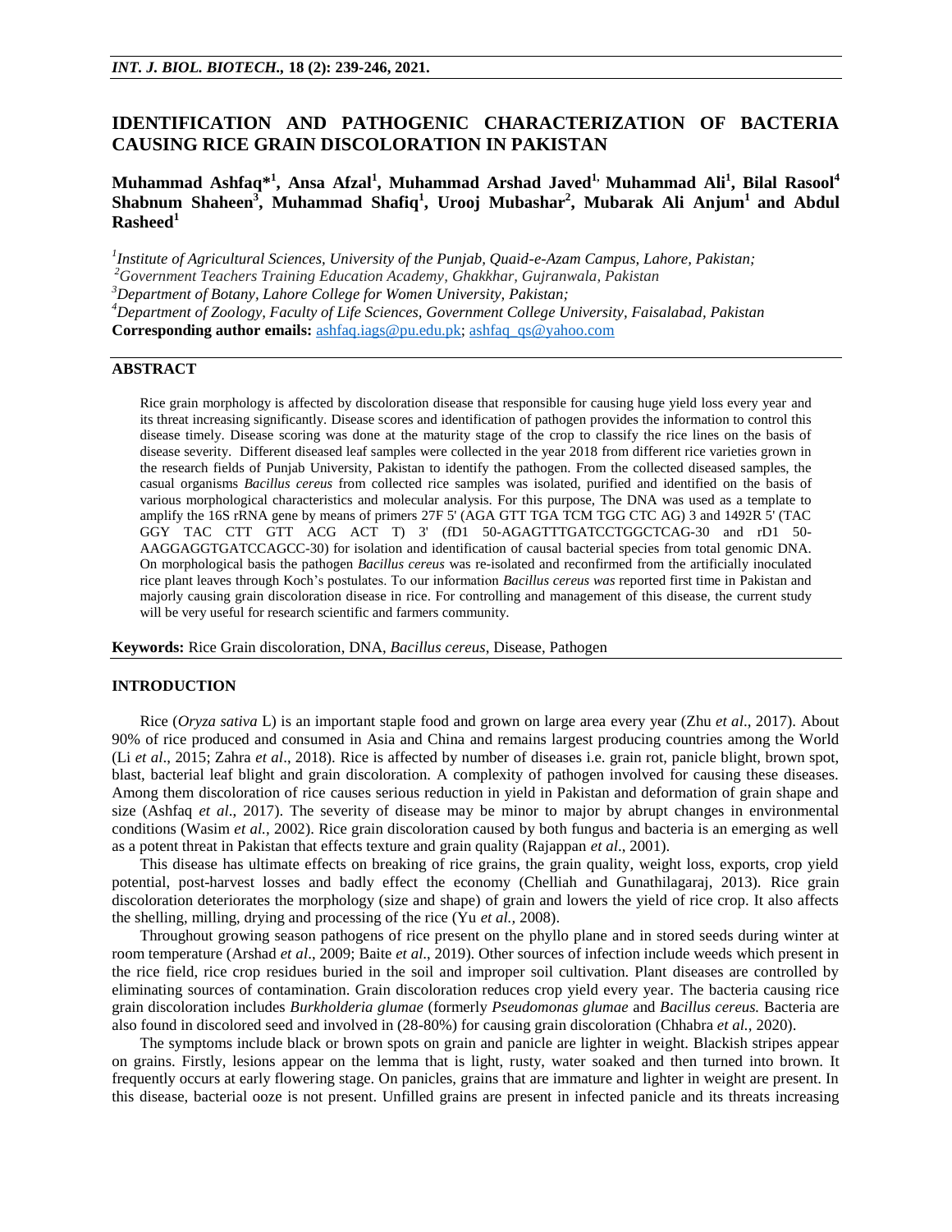# IDENTIFICATION AND PATHOGENIC CHARACTERIZATION OF BACTERIA CAUSING RICE GRAIN DISCOLORATION IN PAKISTAN

**Muhammad Ashfaq*[1], Ansa Afzal[1], Muhammad Arshad Javed[1,] Muhammad Ali[1], Bilal Rasool[4] Shabnum Shaheen[3], Muhammad Shafiq[1], Urooj Mubashar[2], Mubarak Ali Anjum[1] and Abdul Rasheed[1]**

[1]*Institute of Agricultural Sciences, University of the Punjab, Quaid-e-Azam Campus, Lahore, Pakistan;*
[2]*Government Teachers Training Education Academy, Ghakkhar, Gujranwala, Pakistan*
[3]*Department of Botany, Lahore College for Women University, Pakistan;*
[4]*Department of Zoology, Faculty of Life Sciences, Government College University, Faisalabad, Pakistan*
**Corresponding author emails:** ashfaq.iags@pu.edu.pk; ashfaq_qs@yahoo.com

## ABSTRACT

Rice grain morphology is affected by discoloration disease that responsible for causing huge yield loss every year and its threat increasing significantly. Disease scores and identification of pathogen provides the information to control this disease timely. Disease scoring was done at the maturity stage of the crop to classify the rice lines on the basis of disease severity. Different diseased leaf samples were collected in the year 2018 from different rice varieties grown in the research fields of Punjab University, Pakistan to identify the pathogen. From the collected diseased samples, the casual organisms *Bacillus cereus* from collected rice samples was isolated, purified and identified on the basis of various morphological characteristics and molecular analysis. For this purpose, The DNA was used as a template to amplify the 16S rRNA gene by means of primers 27F 5' (AGA GTT TGA TCM TGG CTC AG) 3 and 1492R 5' (TAC GGY TAC CTT GTT ACG ACT T) 3' (fD1 50-AGAGTTTGATCCTGGCTCAG-30 and rD1 50-AAGGAGGTGATCCAGCC-30) for isolation and identification of causal bacterial species from total genomic DNA. On morphological basis the pathogen *Bacillus cereus* was re-isolated and reconfirmed from the artificially inoculated rice plant leaves through Koch's postulates. To our information *Bacillus cereus was* reported first time in Pakistan and majorly causing grain discoloration disease in rice. For controlling and management of this disease, the current study will be very useful for research scientific and farmers community.

**Keywords:** Rice Grain discoloration, DNA, *Bacillus cereus*, Disease, Pathogen

## INTRODUCTION

Rice (*Oryza sativa* L) is an important staple food and grown on large area every year (Zhu *et al*., 2017). About 90% of rice produced and consumed in Asia and China and remains largest producing countries among the World (Li *et al*., 2015; Zahra *et al*., 2018). Rice is affected by number of diseases i.e. grain rot, panicle blight, brown spot, blast, bacterial leaf blight and grain discoloration. A complexity of pathogen involved for causing these diseases. Among them discoloration of rice causes serious reduction in yield in Pakistan and deformation of grain shape and size (Ashfaq *et al*., 2017). The severity of disease may be minor to major by abrupt changes in environmental conditions (Wasim *et al.,* 2002). Rice grain discoloration caused by both fungus and bacteria is an emerging as well as a potent threat in Pakistan that effects texture and grain quality (Rajappan *et al*., 2001).

This disease has ultimate effects on breaking of rice grains, the grain quality, weight loss, exports, crop yield potential, post-harvest losses and badly effect the economy (Chelliah and Gunathilagaraj, 2013). Rice grain discoloration deteriorates the morphology (size and shape) of grain and lowers the yield of rice crop. It also affects the shelling, milling, drying and processing of the rice (Yu *et al.,* 2008).

Throughout growing season pathogens of rice present on the phyllo plane and in stored seeds during winter at room temperature (Arshad *et al*., 2009; Baite *et al*., 2019). Other sources of infection include weeds which present in the rice field, rice crop residues buried in the soil and improper soil cultivation. Plant diseases are controlled by eliminating sources of contamination. Grain discoloration reduces crop yield every year. The bacteria causing rice grain discoloration includes *Burkholderia glumae* (formerly *Pseudomonas glumae* and *Bacillus cereus.* Bacteria are also found in discolored seed and involved in (28-80%) for causing grain discoloration (Chhabra *et al.,* 2020).

The symptoms include black or brown spots on grain and panicle are lighter in weight. Blackish stripes appear on grains. Firstly, lesions appear on the lemma that is light, rusty, water soaked and then turned into brown. It frequently occurs at early flowering stage. On panicles, grains that are immature and lighter in weight are present. In this disease, bacterial ooze is not present. Unfilled grains are present in infected panicle and its threats increasing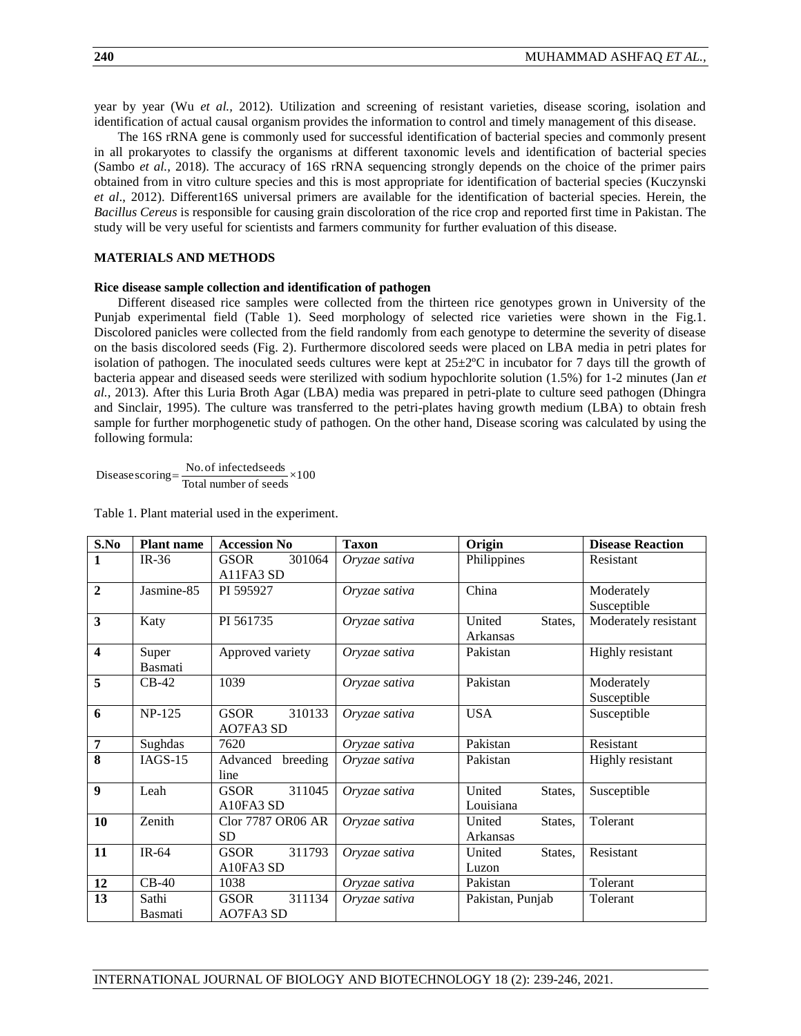year by year (Wu *et al.,* 2012). Utilization and screening of resistant varieties, disease scoring, isolation and identification of actual causal organism provides the information to control and timely management of this disease.

The 16S rRNA gene is commonly used for successful identification of bacterial species and commonly present in all prokaryotes to classify the organisms at different taxonomic levels and identification of bacterial species (Sambo *et al.,* 2018). The accuracy of 16S rRNA sequencing strongly depends on the choice of the primer pairs obtained from in vitro culture species and this is most appropriate for identification of bacterial species (Kuczynski *et al*., 2012). Different16S universal primers are available for the identification of bacterial species. Herein, the *Bacillus Cereus* is responsible for causing grain discoloration of the rice crop and reported first time in Pakistan. The study will be very useful for scientists and farmers community for further evaluation of this disease.

## MATERIALS AND METHODS

### Rice disease sample collection and identification of pathogen

Different diseased rice samples were collected from the thirteen rice genotypes grown in University of the Punjab experimental field (Table 1). Seed morphology of selected rice varieties were shown in the Fig.1. Discolored panicles were collected from the field randomly from each genotype to determine the severity of disease on the basis discolored seeds (Fig. 2). Furthermore discolored seeds were placed on LBA media in petri plates for isolation of pathogen. The inoculated seeds cultures were kept at 25±2ºC in incubator for 7 days till the growth of bacteria appear and diseased seeds were sterilized with sodium hypochlorite solution (1.5%) for 1-2 minutes (Jan *et al.,* 2013). After this Luria Broth Agar (LBA) media was prepared in petri-plate to culture seed pathogen (Dhingra and Sinclair, 1995). The culture was transferred to the petri-plates having growth medium (LBA) to obtain fresh sample for further morphogenetic study of pathogen. On the other hand, Disease scoring was calculated by using the following formula:

$$\text{Disease scoring} = \frac{\text{No. of infected seeds}}{\text{Total number of seeds}} \times 100$$

Table 1. Plant material used in the experiment.

| S.No | Plant name | Accession No | Taxon | Origin | Disease Reaction |
|---|---|---|---|---|---|
| 1 | IR-36 | GSOR 301064 A11FA3 SD | *Oryzae sativa* | Philippines | Resistant |
| 2 | Jasmine-85 | PI 595927 | *Oryzae sativa* | China | Moderately Susceptible |
| 3 | Katy | PI 561735 | *Oryzae sativa* | United States, Arkansas | Moderately resistant |
| 4 | Super Basmati | Approved variety | *Oryzae sativa* | Pakistan | Highly resistant |
| 5 | CB-42 | 1039 | *Oryzae sativa* | Pakistan | Moderately Susceptible |
| 6 | NP-125 | GSOR 310133 AO7FA3 SD | *Oryzae sativa* | USA | Susceptible |
| 7 | Sughdas | 7620 | *Oryzae sativa* | Pakistan | Resistant |
| 8 | IAGS-15 | Advanced breeding line | *Oryzae sativa* | Pakistan | Highly resistant |
| 9 | Leah | GSOR 311045 A10FA3 SD | *Oryzae sativa* | United States, Louisiana | Susceptible |
| 10 | Zenith | Clor 7787 OR06 AR SD | *Oryzae sativa* | United States, Arkansas | Tolerant |
| 11 | IR-64 | GSOR 311793 A10FA3 SD | *Oryzae sativa* | United States, Luzon | Resistant |
| 12 | CB-40 | 1038 | *Oryzae sativa* | Pakistan | Tolerant |
| 13 | Sathi Basmati | GSOR 311134 AO7FA3 SD | *Oryzae sativa* | Pakistan, Punjab | Tolerant |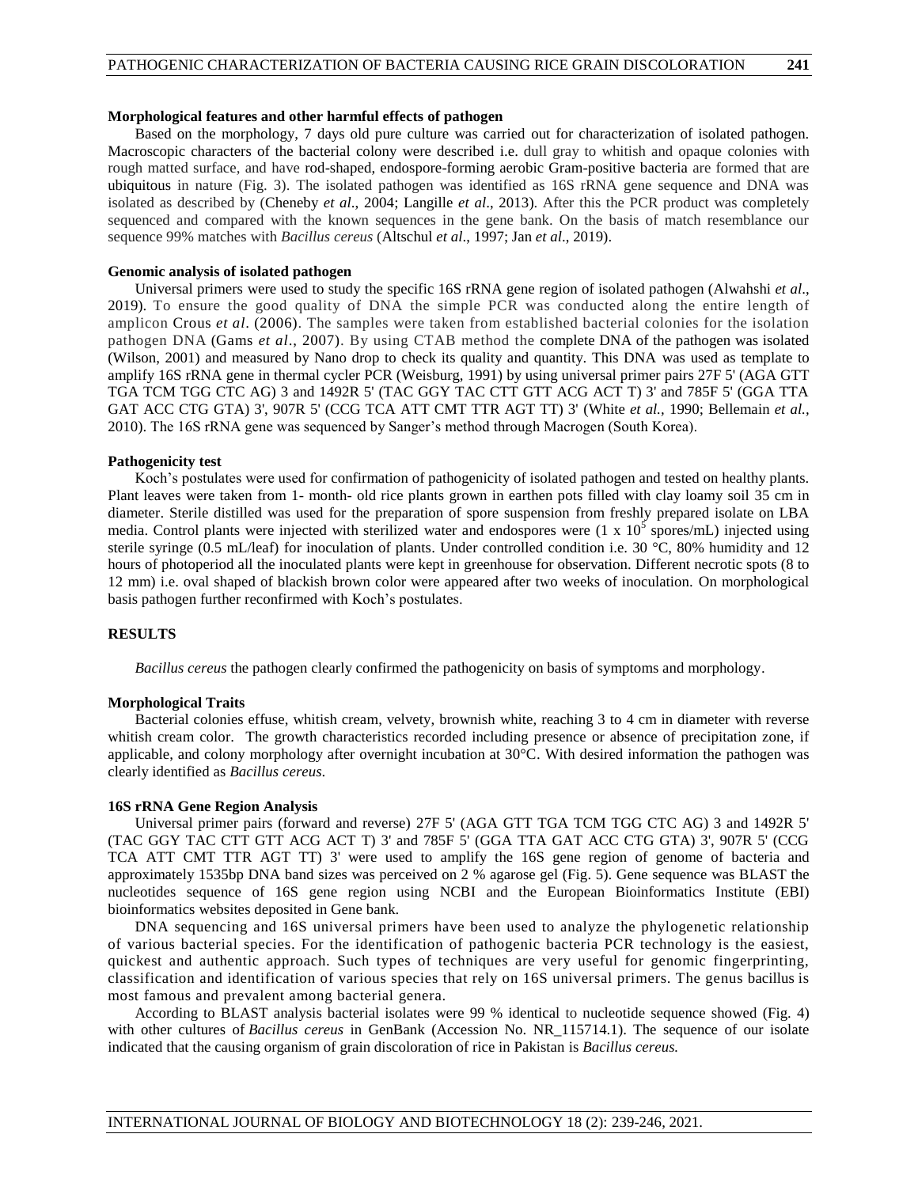#### Morphological features and other harmful effects of pathogen

Based on the morphology, 7 days old pure culture was carried out for characterization of isolated pathogen. Macroscopic characters of the bacterial colony were described i.e. dull gray to whitish and opaque colonies with rough matted surface, and have rod-shaped, endospore-forming aerobic Gram-positive bacteria are formed that are ubiquitous in nature (Fig. 3). The isolated pathogen was identified as 16S rRNA gene sequence and DNA was isolated as described by (Cheneby *et al*., 2004; Langille *et al*., 2013). After this the PCR product was completely sequenced and compared with the known sequences in the gene bank. On the basis of match resemblance our sequence 99% matches with *Bacillus cereus* (Altschul *et al*., 1997; Jan *et al*., 2019).

#### Genomic analysis of isolated pathogen

Universal primers were used to study the specific 16S rRNA gene region of isolated pathogen (Alwahshi *et al*., 2019). To ensure the good quality of DNA the simple PCR was conducted along the entire length of amplicon Crous *et al*. (2006). The samples were taken from established bacterial colonies for the isolation pathogen DNA (Gams *et al*., 2007). By using CTAB method the complete DNA of the pathogen was isolated (Wilson, 2001) and measured by Nano drop to check its quality and quantity. This DNA was used as template to amplify 16S rRNA gene in thermal cycler PCR (Weisburg, 1991) by using universal primer pairs 27F 5' (AGA GTT TGA TCM TGG CTC AG) 3 and 1492R 5' (TAC GGY TAC CTT GTT ACG ACT T) 3' and 785F 5' (GGA TTA GAT ACC CTG GTA) 3', 907R 5' (CCG TCA ATT CMT TTR AGT TT) 3' (White *et al.,* 1990; Bellemain *et al.,* 2010). The 16S rRNA gene was sequenced by Sanger's method through Macrogen (South Korea).

#### Pathogenicity test

Koch's postulates were used for confirmation of pathogenicity of isolated pathogen and tested on healthy plants. Plant leaves were taken from 1- month- old rice plants grown in earthen pots filled with clay loamy soil 35 cm in diameter. Sterile distilled was used for the preparation of spore suspension from freshly prepared isolate on LBA media. Control plants were injected with sterilized water and endospores were ($1 \times 10^5$ spores/mL) injected using sterile syringe (0.5 mL/leaf) for inoculation of plants. Under controlled condition i.e. 30 °C, 80% humidity and 12 hours of photoperiod all the inoculated plants were kept in greenhouse for observation. Different necrotic spots (8 to 12 mm) i.e. oval shaped of blackish brown color were appeared after two weeks of inoculation. On morphological basis pathogen further reconfirmed with Koch's postulates.

## RESULTS

*Bacillus cereus* the pathogen clearly confirmed the pathogenicity on basis of symptoms and morphology.

#### Morphological Traits

Bacterial colonies effuse, whitish cream, velvety, brownish white, reaching 3 to 4 cm in diameter with reverse whitish cream color. The growth characteristics recorded including presence or absence of precipitation zone, if applicable, and colony morphology after overnight incubation at 30°C. With desired information the pathogen was clearly identified as *Bacillus cereus*.

#### 16S rRNA Gene Region Analysis

Universal primer pairs (forward and reverse) 27F 5' (AGA GTT TGA TCM TGG CTC AG) 3 and 1492R 5' (TAC GGY TAC CTT GTT ACG ACT T) 3' and 785F 5' (GGA TTA GAT ACC CTG GTA) 3', 907R 5' (CCG TCA ATT CMT TTR AGT TT) 3' were used to amplify the 16S gene region of genome of bacteria and approximately 1535bp DNA band sizes was perceived on 2 % agarose gel (Fig. 5). Gene sequence was BLAST the nucleotides sequence of 16S gene region using NCBI and the European Bioinformatics Institute (EBI) bioinformatics websites deposited in Gene bank.

DNA sequencing and 16S universal primers have been used to analyze the phylogenetic relationship of various bacterial species. For the identification of pathogenic bacteria PCR technology is the easiest, quickest and authentic approach. Such types of techniques are very useful for genomic fingerprinting, classification and identification of various species that rely on 16S universal primers. The genus bacillus is most famous and prevalent among bacterial genera.

According to BLAST analysis bacterial isolates were 99 % identical to nucleotide sequence showed (Fig. 4) with other cultures of *Bacillus cereus* in GenBank (Accession No. NR_115714.1). The sequence of our isolate indicated that the causing organism of grain discoloration of rice in Pakistan is *Bacillus cereus.*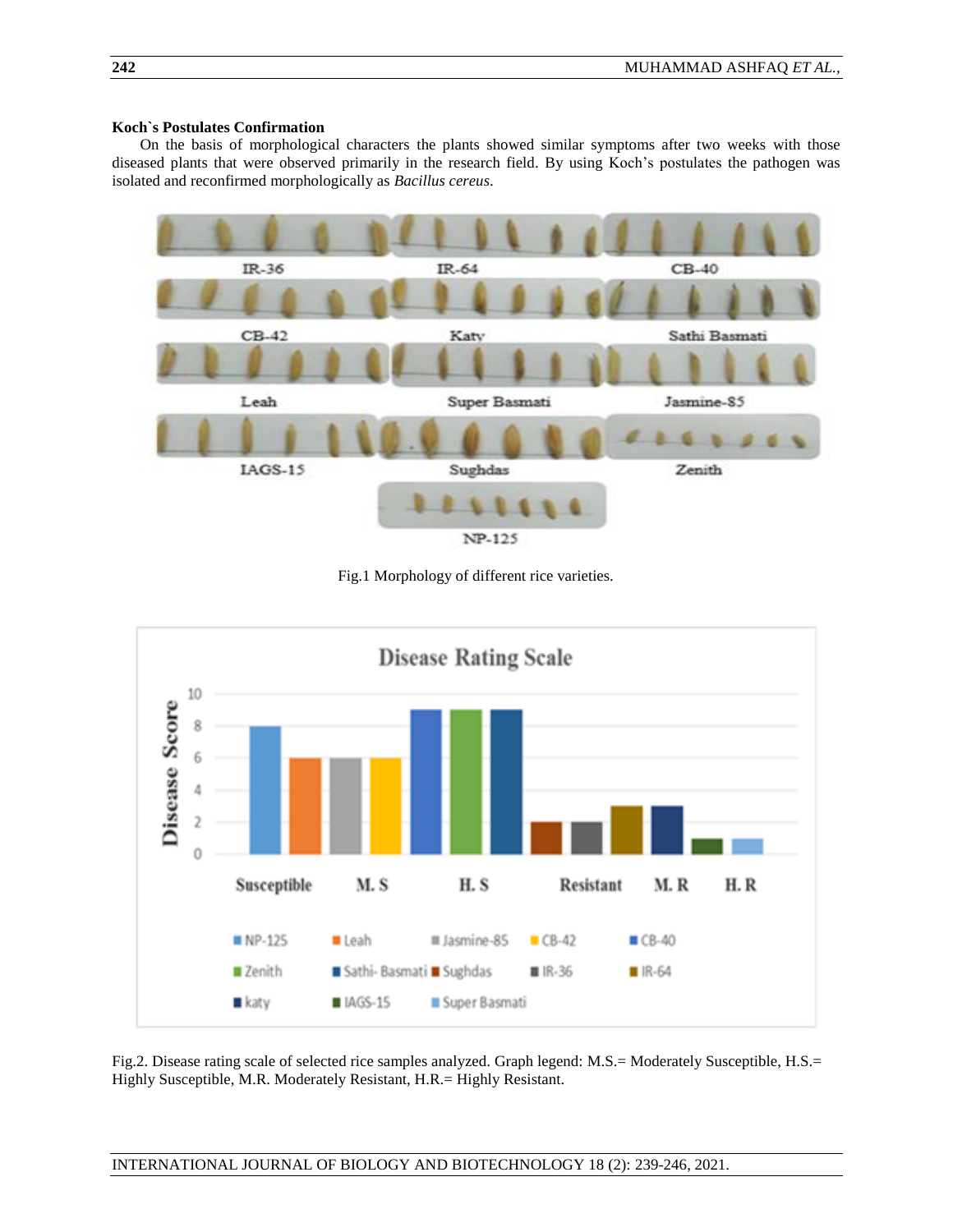### Koch`s Postulates Confirmation

On the basis of morphological characters the plants showed similar symptoms after two weeks with those diseased plants that were observed primarily in the research field. By using Koch's postulates the pathogen was isolated and reconfirmed morphologically as *Bacillus cereus*.

Fig.1 Morphology of different rice varieties.

Fig.2. Disease rating scale of selected rice samples analyzed. Graph legend: M.S.= Moderately Susceptible, H.S.= Highly Susceptible, M.R. Moderately Resistant, H.R.= Highly Resistant.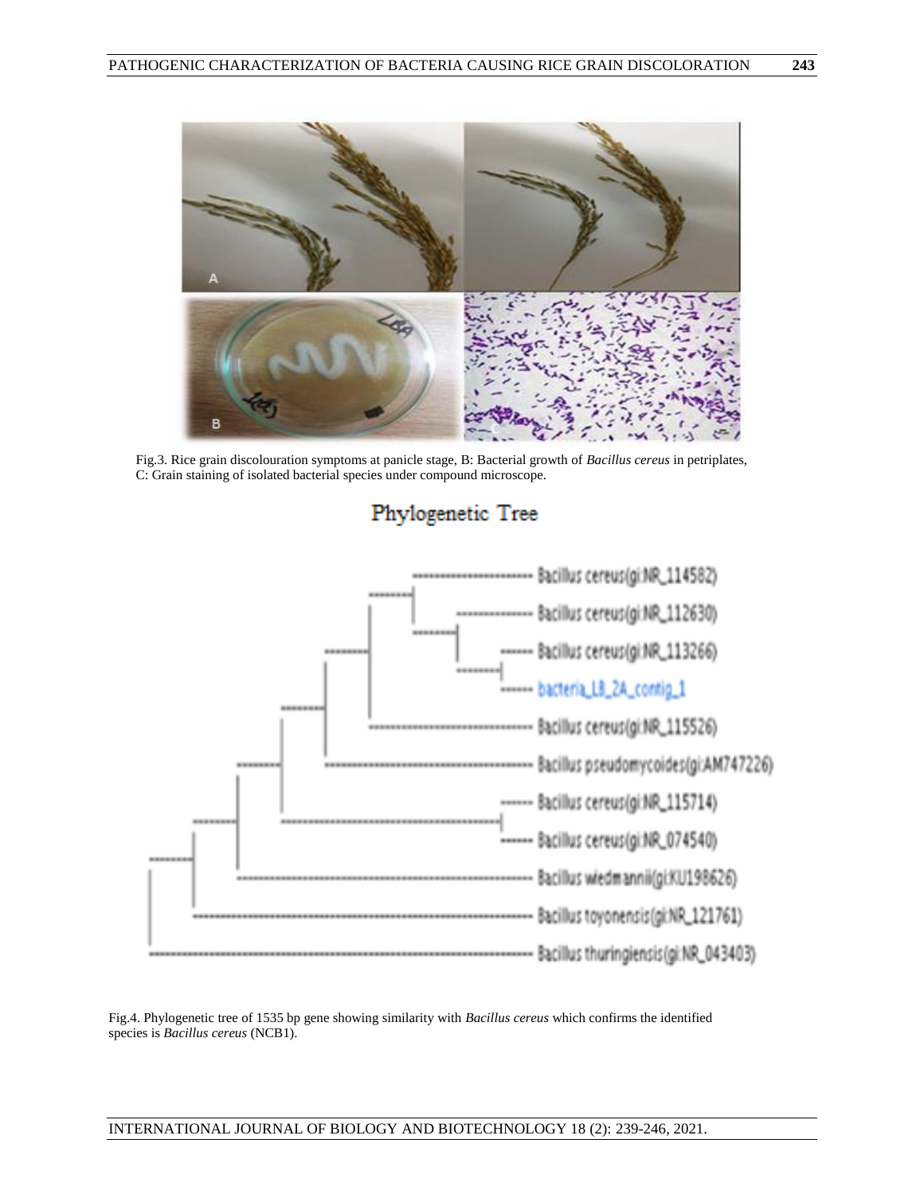Fig.3. Rice grain discolouration symptoms at panicle stage, B: Bacterial growth of *Bacillus cereus* in petriplates, C: Grain staining of isolated bacterial species under compound microscope.

Fig.4. Phylogenetic tree of 1535 bp gene showing similarity with *Bacillus cereus* which confirms the identified species is *Bacillus cereus* (NCB1).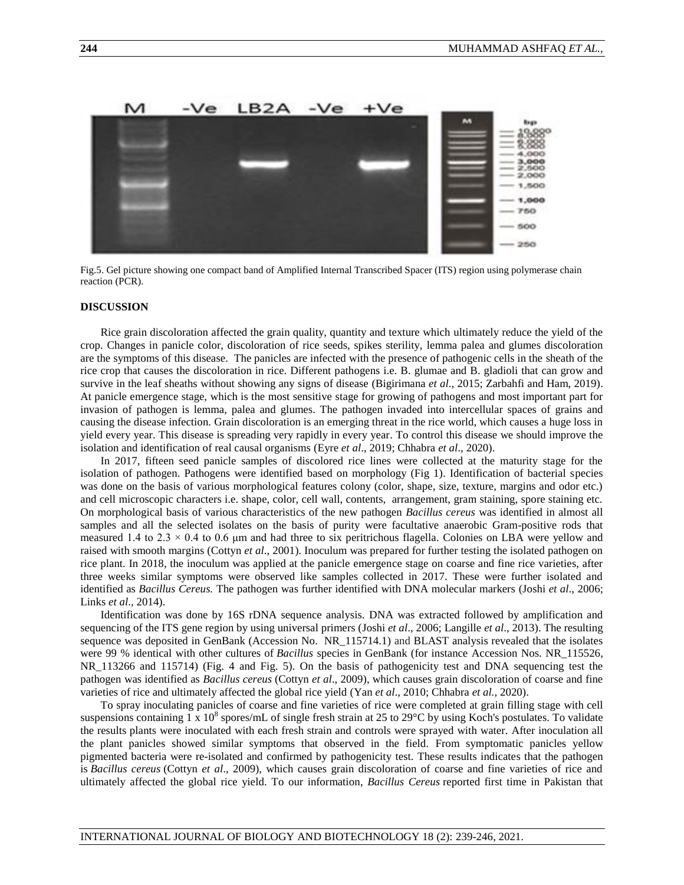Fig.5. Gel picture showing one compact band of Amplified Internal Transcribed Spacer (ITS) region using polymerase chain reaction (PCR).

## DISCUSSION

Rice grain discoloration affected the grain quality, quantity and texture which ultimately reduce the yield of the crop. Changes in panicle color, discoloration of rice seeds, spikes sterility, lemma palea and glumes discoloration are the symptoms of this disease. The panicles are infected with the presence of pathogenic cells in the sheath of the rice crop that causes the discoloration in rice. Different pathogens i.e. B. glumae and B. gladioli that can grow and survive in the leaf sheaths without showing any signs of disease (Bigirimana *et al*., 2015; Zarbahfi and Ham, 2019). At panicle emergence stage, which is the most sensitive stage for growing of pathogens and most important part for invasion of pathogen is lemma, palea and glumes. The pathogen invaded into intercellular spaces of grains and causing the disease infection. Grain discoloration is an emerging threat in the rice world, which causes a huge loss in yield every year. This disease is spreading very rapidly in every year. To control this disease we should improve the isolation and identification of real causal organisms (Eyre *et al*., 2019; Chhabra *et al*., 2020).

In 2017, fifteen seed panicle samples of discolored rice lines were collected at the maturity stage for the isolation of pathogen. Pathogens were identified based on morphology (Fig 1). Identification of bacterial species was done on the basis of various morphological features colony (color, shape, size, texture, margins and odor etc.) and cell microscopic characters i.e. shape, color, cell wall, contents, arrangement, gram staining, spore staining etc. On morphological basis of various characteristics of the new pathogen *Bacillus cereus* was identified in almost all samples and all the selected isolates on the basis of purity were facultative anaerobic Gram-positive rods that measured 1.4 to $2.3 \times 0.4$ to 0.6 μm and had three to six peritrichous flagella. Colonies on LBA were yellow and raised with smooth margins (Cottyn *et al*., 2001). Inoculum was prepared for further testing the isolated pathogen on rice plant. In 2018, the inoculum was applied at the panicle emergence stage on coarse and fine rice varieties, after three weeks similar symptoms were observed like samples collected in 2017. These were further isolated and identified as *Bacillus Cereus.* The pathogen was further identified with DNA molecular markers (Joshi *et al*., 2006; Links *et al*., 2014).

Identification was done by 16S rDNA sequence analysis. DNA was extracted followed by amplification and sequencing of the ITS gene region by using universal primers (Joshi *et al*., 2006; Langille *et al*., 2013). The resulting sequence was deposited in GenBank (Accession No. NR_115714.1) and BLAST analysis revealed that the isolates were 99 % identical with other cultures of *Bacillus* species in GenBank (for instance Accession Nos. NR_115526, NR_113266 and 115714) (Fig. 4 and Fig. 5). On the basis of pathogenicity test and DNA sequencing test the pathogen was identified as *Bacillus cereus* (Cottyn *et al*., 2009), which causes grain discoloration of coarse and fine varieties of rice and ultimately affected the global rice yield (Yan *et al*., 2010; Chhabra *et al.,* 2020).

To spray inoculating panicles of coarse and fine varieties of rice were completed at grain filling stage with cell suspensions containing $1 \times 10^8$ spores/mL of single fresh strain at 25 to 29°C by using Koch's postulates. To validate the results plants were inoculated with each fresh strain and controls were sprayed with water. After inoculation all the plant panicles showed similar symptoms that observed in the field. From symptomatic panicles yellow pigmented bacteria were re-isolated and confirmed by pathogenicity test. These results indicates that the pathogen is *Bacillus cereus* (Cottyn *et al*., 2009), which causes grain discoloration of coarse and fine varieties of rice and ultimately affected the global rice yield. To our information, *Bacillus Cereus* reported first time in Pakistan that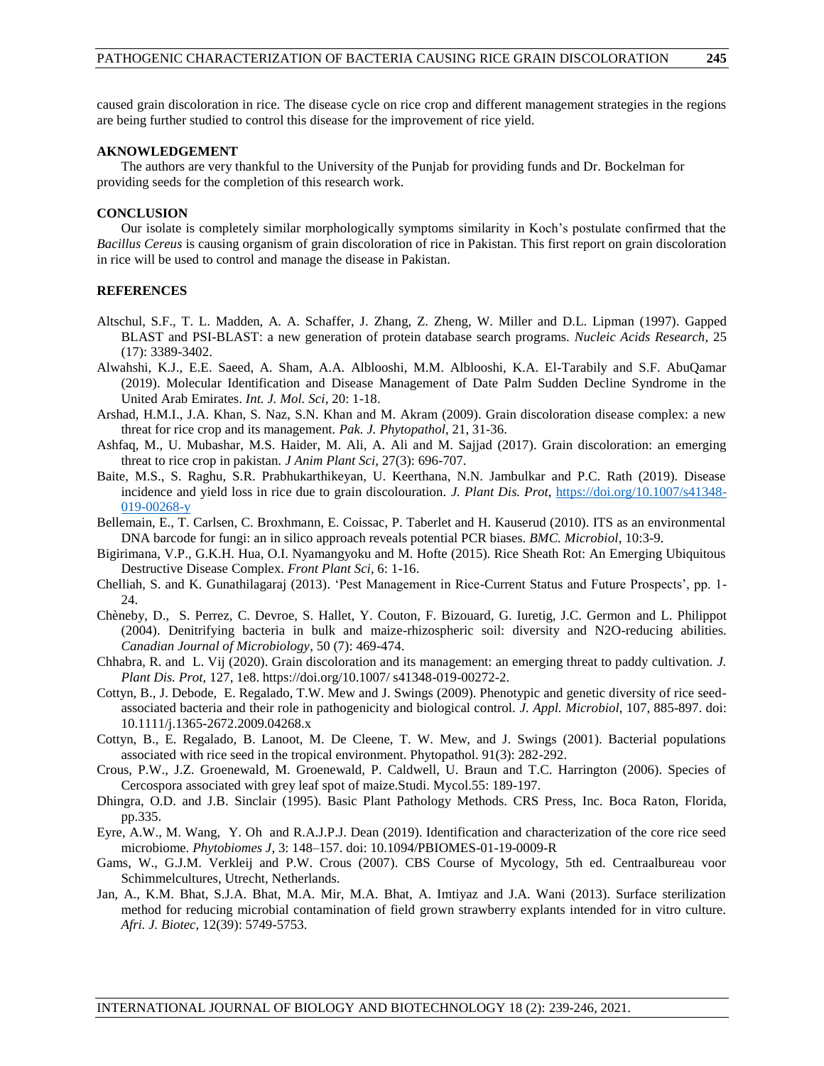caused grain discoloration in rice. The disease cycle on rice crop and different management strategies in the regions are being further studied to control this disease for the improvement of rice yield.

## AKNOWLEDGEMENT

The authors are very thankful to the University of the Punjab for providing funds and Dr. Bockelman for providing seeds for the completion of this research work.

## CONCLUSION

Our isolate is completely similar morphologically symptoms similarity in Koch's postulate confirmed that the *Bacillus Cereus* is causing organism of grain discoloration of rice in Pakistan. This first report on grain discoloration in rice will be used to control and manage the disease in Pakistan.

## REFERENCES

Altschul, S.F., T. L. Madden, A. A. Schaffer, J. Zhang, Z. Zheng, W. Miller and D.L. Lipman (1997). Gapped BLAST and PSI-BLAST: a new generation of protein database search programs. *Nucleic Acids Research*, 25 (17): 3389-3402.

Alwahshi, K.J., E.E. Saeed, A. Sham, A.A. Alblooshi, M.M. Alblooshi, K.A. El-Tarabily and S.F. AbuQamar (2019). Molecular Identification and Disease Management of Date Palm Sudden Decline Syndrome in the United Arab Emirates. *Int. J. Mol. Sci*, 20: 1-18.

Arshad, H.M.I., J.A. Khan, S. Naz, S.N. Khan and M. Akram (2009). Grain discoloration disease complex: a new threat for rice crop and its management. *Pak. J. Phytopathol*, 21, 31-36.

Ashfaq, M., U. Mubashar, M.S. Haider, M. Ali, A. Ali and M. Sajjad (2017). Grain discoloration: an emerging threat to rice crop in pakistan. *J Anim Plant Sci*, 27(3): 696-707.

Baite, M.S., S. Raghu, S.R. Prabhukarthikeyan, U. Keerthana, N.N. Jambulkar and P.C. Rath (2019). Disease incidence and yield loss in rice due to grain discolouration. *J. Plant Dis. Prot*, https://doi.org/10.1007/s41348-019-00268-y

Bellemain, E., T. Carlsen, C. Broxhmann, E. Coissac, P. Taberlet and H. Kauserud (2010). ITS as an environmental DNA barcode for fungi: an in silico approach reveals potential PCR biases. *BMC. Microbiol*, 10:3-9.

Bigirimana, V.P., G.K.H. Hua, O.I. Nyamangyoku and M. Hofte (2015). Rice Sheath Rot: An Emerging Ubiquitous Destructive Disease Complex. *Front Plant Sci*, 6: 1-16.

Chelliah, S. and K. Gunathilagaraj (2013). 'Pest Management in Rice-Current Status and Future Prospects', pp. 1-24.

Chèneby, D., S. Perrez, C. Devroe, S. Hallet, Y. Couton, F. Bizouard, G. Iuretig, J.C. Germon and L. Philippot (2004). Denitrifying bacteria in bulk and maize-rhizospheric soil: diversity and N2O-reducing abilities. *Canadian Journal of Microbiology*, 50 (7): 469-474.

Chhabra, R. and L. Vij (2020). Grain discoloration and its management: an emerging threat to paddy cultivation. *J. Plant Dis. Prot*, 127, 1e8. https://doi.org/10.1007/ s41348-019-00272-2.

Cottyn, B., J. Debode, E. Regalado, T.W. Mew and J. Swings (2009). Phenotypic and genetic diversity of rice seed-associated bacteria and their role in pathogenicity and biological control. *J. Appl. Microbiol*, 107, 885-897. doi: 10.1111/j.1365-2672.2009.04268.x

Cottyn, B., E. Regalado, B. Lanoot, M. De Cleene, T. W. Mew, and J. Swings (2001). Bacterial populations associated with rice seed in the tropical environment. Phytopathol. 91(3): 282-292.

Crous, P.W., J.Z. Groenewald, M. Groenewald, P. Caldwell, U. Braun and T.C. Harrington (2006). Species of Cercospora associated with grey leaf spot of maize.Studi. Mycol.55: 189-197.

Dhingra, O.D. and J.B. Sinclair (1995). Basic Plant Pathology Methods. CRS Press, Inc. Boca Raton, Florida, pp.335.

Eyre, A.W., M. Wang, Y. Oh and R.A.J.P.J. Dean (2019). Identification and characterization of the core rice seed microbiome. *Phytobiomes J*, 3: 148–157. doi: 10.1094/PBIOMES-01-19-0009-R

Gams, W., G.J.M. Verkleij and P.W. Crous (2007). CBS Course of Mycology, 5th ed. Centraalbureau voor Schimmelcultures, Utrecht, Netherlands.

Jan, A., K.M. Bhat, S.J.A. Bhat, M.A. Mir, M.A. Bhat, A. Imtiyaz and J.A. Wani (2013). Surface sterilization method for reducing microbial contamination of field grown strawberry explants intended for in vitro culture. *Afri. J. Biotec*, 12(39): 5749-5753.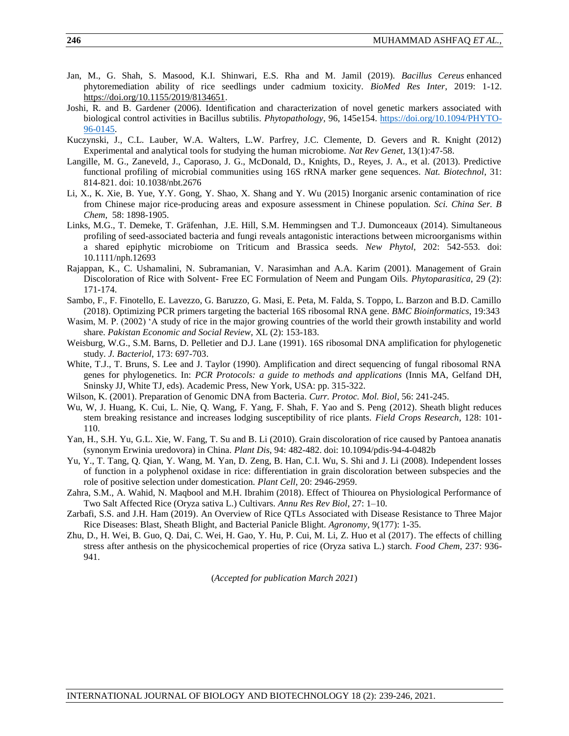Jan, M., G. Shah, S. Masood, K.I. Shinwari, E.S. Rha and M. Jamil (2019). *Bacillus Cereus* enhanced phytoremediation ability of rice seedlings under cadmium toxicity. *BioMed Res Inter*, 2019: 1-12. https://doi.org/10.1155/2019/8134651.

Joshi, R. and B. Gardener (2006). Identification and characterization of novel genetic markers associated with biological control activities in Bacillus subtilis. *Phytopathology*, 96, 145e154. https://doi.org/10.1094/PHYTO-96-0145.

Kuczynski, J., C.L. Lauber, W.A. Walters, L.W. Parfrey, J.C. Clemente, D. Gevers and R. Knight (2012) Experimental and analytical tools for studying the human microbiome. *Nat Rev Genet*, 13(1):47-58.

Langille, M. G., Zaneveld, J., Caporaso, J. G., McDonald, D., Knights, D., Reyes, J. A., et al. (2013). Predictive functional profiling of microbial communities using 16S rRNA marker gene sequences. *Nat. Biotechnol*, 31: 814-821. doi: 10.1038/nbt.2676

Li, X., K. Xie, B. Yue, Y.Y. Gong, Y. Shao, X. Shang and Y. Wu (2015) Inorganic arsenic contamination of rice from Chinese major rice-producing areas and exposure assessment in Chinese population. *Sci. China Ser. B Chem*, 58: 1898-1905.

Links, M.G., T. Demeke, T. Gräfenhan, J.E. Hill, S.M. Hemmingsen and T.J. Dumonceaux (2014). Simultaneous profiling of seed-associated bacteria and fungi reveals antagonistic interactions between microorganisms within a shared epiphytic microbiome on Triticum and Brassica seeds. *New Phytol*, 202: 542-553. doi: 10.1111/nph.12693

Rajappan, K., C. Ushamalini, N. Subramanian, V. Narasimhan and A.A. Karim (2001). Management of Grain Discoloration of Rice with Solvent- Free EC Formulation of Neem and Pungam Oils. *Phytoparasitica*, 29 (2): 171-174.

Sambo, F., F. Finotello, E. Lavezzo, G. Baruzzo, G. Masi, E. Peta, M. Falda, S. Toppo, L. Barzon and B.D. Camillo (2018). Optimizing PCR primers targeting the bacterial 16S ribosomal RNA gene. *BMC Bioinformatics*, 19:343

Wasim, M. P. (2002) 'A study of rice in the major growing countries of the world their growth instability and world share. *Pakistan Economic and Social Review*, XL (2): 153-183.

Weisburg, W.G., S.M. Barns, D. Pelletier and D.J. Lane (1991). 16S ribosomal DNA amplification for phylogenetic study. *J. Bacteriol*, 173: 697-703.

White, T.J., T. Bruns, S. Lee and J. Taylor (1990). Amplification and direct sequencing of fungal ribosomal RNA genes for phylogenetics. In: *PCR Protocols: a guide to methods and applications* (Innis MA, Gelfand DH, Sninsky JJ, White TJ, eds). Academic Press, New York, USA: pp. 315-322.

Wilson, K. (2001). Preparation of Genomic DNA from Bacteria. *Curr. Protoc. Mol. Biol*, 56: 241-245.

Wu, W, J. Huang, K. Cui, L. Nie, Q. Wang, F. Yang, F. Shah, F. Yao and S. Peng (2012). Sheath blight reduces stem breaking resistance and increases lodging susceptibility of rice plants. *Field Crops Research*, 128: 101-110.

Yan, H., S.H. Yu, G.L. Xie, W. Fang, T. Su and B. Li (2010). Grain discoloration of rice caused by Pantoea ananatis (synonym Erwinia uredovora) in China. *Plant Dis*, 94: 482-482. doi: 10.1094/pdis-94-4-0482b

Yu, Y., T. Tang, Q. Qian, Y. Wang, M. Yan, D. Zeng, B. Han, C.I. Wu, S. Shi and J. Li (2008). Independent losses of function in a polyphenol oxidase in rice: differentiation in grain discoloration between subspecies and the role of positive selection under domestication. *Plant Cell*, 20: 2946-2959.

Zahra, S.M., A. Wahid, N. Maqbool and M.H. Ibrahim (2018). Effect of Thiourea on Physiological Performance of Two Salt Affected Rice (Oryza sativa L.) Cultivars. *Annu Res Rev Biol*, 27: 1–10.

Zarbafi, S.S. and J.H. Ham (2019). An Overview of Rice QTLs Associated with Disease Resistance to Three Major Rice Diseases: Blast, Sheath Blight, and Bacterial Panicle Blight. *Agronomy*, 9(177): 1-35.

Zhu, D., H. Wei, B. Guo, Q. Dai, C. Wei, H. Gao, Y. Hu, P. Cui, M. Li, Z. Huo et al (2017). The effects of chilling stress after anthesis on the physicochemical properties of rice (Oryza sativa L.) starch. *Food Chem*, 237: 936-941.

(*Accepted for publication March 2021*)